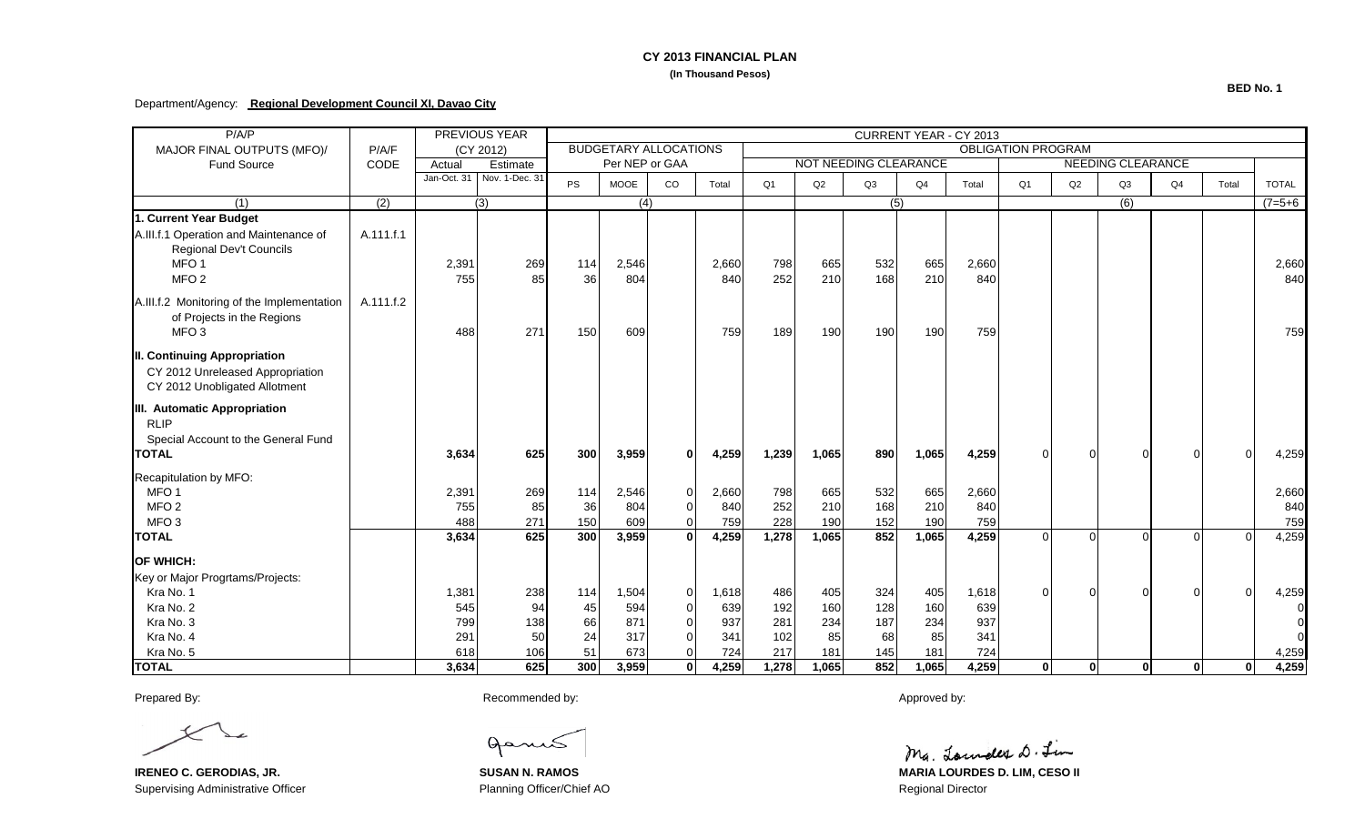# CY 2013 FINANCIAL PLAN

**(In Thousand Pesos)**

**BED No. 1**

Department/Agency: **Regional Development Council XI, Davao City**

| P/A/P MAJOR FINAL OUTPUTS (MFO)/ Fund Source | P/A/F CODE | PREVIOUS YEAR (CY 2012) | | CURRENT YEAR - CY 2013 | | | | | | | | | | | | | | | | |
|---|---|---|---|---|---|---|---|---|---|---|---|---|---|---|---|---|---|---|
| | | Actual | Estimate | BUDGETARY ALLOCATIONS Per NEP or GAA | | | | OBLIGATION PROGRAM | | | | | | | | | | | |
| | | | | | | | | NOT NEEDING CLEARANCE | | | | | NEEDING CLEARANCE | | | | | TOTAL |
| | | Jan-Oct. 31 | Nov. 1-Dec. 31 | PS | MOOE | CO | Total | Q1 | Q2 | Q3 | Q4 | Total | Q1 | Q2 | Q3 | Q4 | Total | |
| (1) | (2) | (3) | | (4) | | | | (5) | | | | | (6) | | | | | (7=5+6 |
| **1. Current Year Budget** | | | | | | | | | | | | | | | | | | |
| A.III.f.1 Operation and Maintenance of Regional Dev't Councils | A.111.f.1 | | | | | | | | | | | | | | | | | |
| MFO 1 | | 2,391 | 269 | 114 | 2,546 | | 2,660 | 798 | 665 | 532 | 665 | 2,660 | | | | | | 2,660 |
| MFO 2 | | 755 | 85 | 36 | 804 | | 840 | 252 | 210 | 168 | 210 | 840 | | | | | | 840 |
| A.III.f.2 Monitoring of the Implementation of Projects in the Regions | A.111.f.2 | | | | | | | | | | | | | | | | | |
| MFO 3 | | 488 | 271 | 150 | 609 | | 759 | 189 | 190 | 190 | 190 | 759 | | | | | | 759 |
| **II. Continuing Appropriation** | | | | | | | | | | | | | | | | | | |
| CY 2012 Unreleased Appropriation | | | | | | | | | | | | | | | | | | |
| CY 2012 Unobligated Allotment | | | | | | | | | | | | | | | | | | |
| **III. Automatic Appropriation** | | | | | | | | | | | | | | | | | | |
| RLIP | | | | | | | | | | | | | | | | | | |
| Special Account to the General Fund | | | | | | | | | | | | | | | | | | |
| **TOTAL** | | **3,634** | **625** | **300** | **3,959** | **0** | **4,259** | **1,239** | **1,065** | **890** | **1,065** | **4,259** | 0 | 0 | 0 | 0 | 0 | 4,259 |
| Recapitulation by MFO: | | | | | | | | | | | | | | | | | | |
| MFO 1 | | 2,391 | 269 | 114 | 2,546 | 0 | 2,660 | 798 | 665 | 532 | 665 | 2,660 | | | | | | 2,660 |
| MFO 2 | | 755 | 85 | 36 | 804 | 0 | 840 | 252 | 210 | 168 | 210 | 840 | | | | | | 840 |
| MFO 3 | | 488 | 271 | 150 | 609 | 0 | 759 | 228 | 190 | 152 | 190 | 759 | | | | | | 759 |
| **TOTAL** | | **3,634** | **625** | **300** | **3,959** | **0** | **4,259** | **1,278** | **1,065** | **852** | **1,065** | **4,259** | 0 | 0 | 0 | 0 | 0 | 4,259 |
| **OF WHICH:** | | | | | | | | | | | | | | | | | | |
| Key or Major Progrtams/Projects: | | | | | | | | | | | | | | | | | | |
| Kra No. 1 | | 1,381 | 238 | 114 | 1,504 | 0 | 1,618 | 486 | 405 | 324 | 405 | 1,618 | 0 | 0 | 0 | 0 | 0 | 4,259 |
| Kra No. 2 | | 545 | 94 | 45 | 594 | 0 | 639 | 192 | 160 | 128 | 160 | 639 | | | | | | 0 |
| Kra No. 3 | | 799 | 138 | 66 | 871 | 0 | 937 | 281 | 234 | 187 | 234 | 937 | | | | | | 0 |
| Kra No. 4 | | 291 | 50 | 24 | 317 | 0 | 341 | 102 | 85 | 68 | 85 | 341 | | | | | | 0 |
| Kra No. 5 | | 618 | 106 | 51 | 673 | 0 | 724 | 217 | 181 | 145 | 181 | 724 | | | | | | 4,259 |
| **TOTAL** | | **3,634** | **625** | **300** | **3,959** | **0** | **4,259** | **1,278** | **1,065** | **852** | **1,065** | **4,259** | **0** | **0** | **0** | **0** | **0** | **4,259** |

Prepared By:

**IRENEO C. GERODIAS, JR.**
Supervising Administrative Officer

Recommended by:

**SUSAN N. RAMOS**
Planning Officer/Chief AO

Approved by:

**MARIA LOURDES D. LIM, CESO II**
Regional Director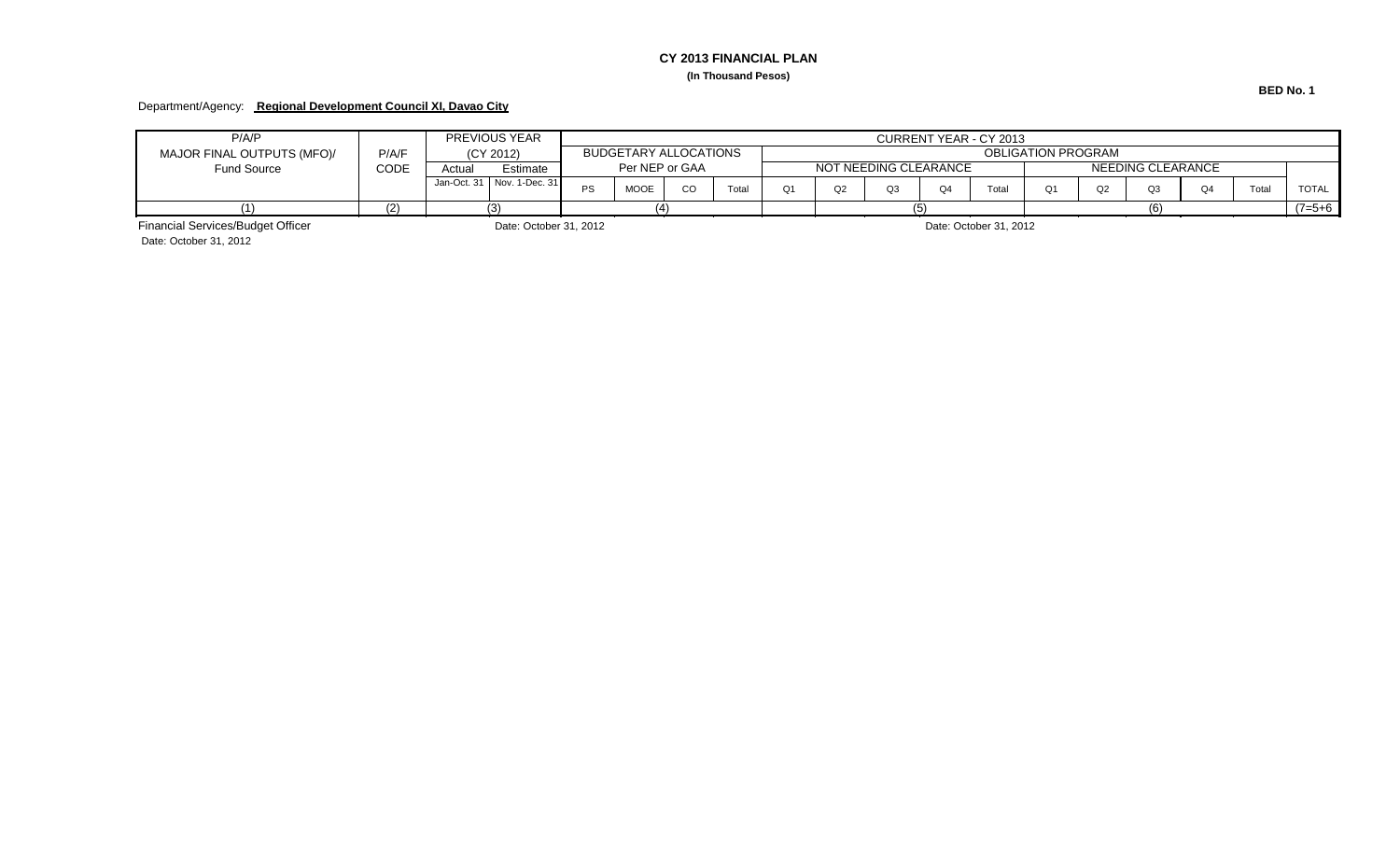**CY 2013 FINANCIAL PLAN**

**(In Thousand Pesos)**

**BED No. 1**

Department/Agency: **Regional Development Council XI, Davao City**

| P/A/P MAJOR FINAL OUTPUTS (MFO)/ Fund Source | P/A/F CODE | PREVIOUS YEAR (CY 2012) | | CURRENT YEAR - CY 2013 | | | | | | | | | | | | | | | |
|---|---|---|---|---|---|---|---|---|---|---|---|---|---|---|---|---|---|---|---|
| | | | | BUDGETARY ALLOCATIONS Per NEP or GAA | | | | OBLIGATION PROGRAM | | | | | | | | | | | |
| | | Actual | Estimate | | | | | NOT NEEDING CLEARANCE | | | | | NEEDING CLEARANCE | | | | | | |
| | | Jan-Oct. 31 | Nov. 1-Dec. 31 | PS | MOOE | CO | Total | Q1 | Q2 | Q3 | Q4 | Total | Q1 | Q2 | Q3 | Q4 | Total | TOTAL |
| (1) | (2) | (3) | | (4) | | | | (5) | | | | | (6) | | | | | (7=5+6 |

Financial Services/Budget Officer

Date: October 31, 2012

Date: October 31, 2012

Date: October 31, 2012